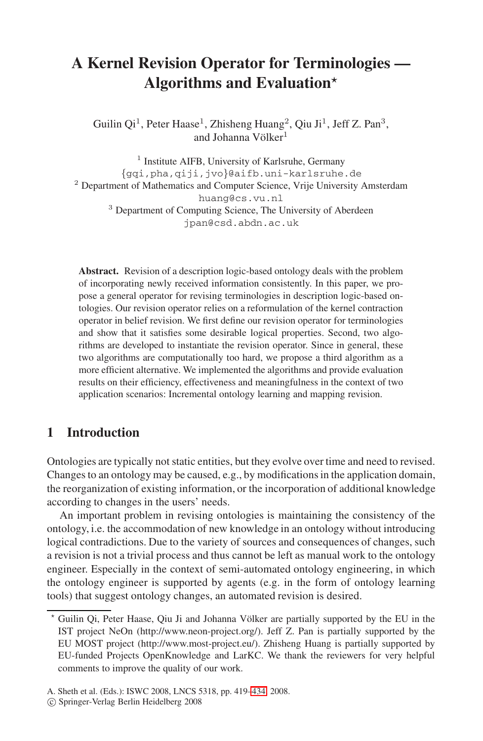# A Kernel Revision Operator for Terminologies — Algorithms and Evaluation*

Guilin Qi[1], Peter Haase[1], Zhisheng Huang[2], Qiu Ji[1], Jeff Z. Pan[3], and Johanna Völker[1]

[1] Institute AIFB, University of Karlsruhe, Germany
{gqi,pha,qiji,jvo}@aifb.uni-karlsruhe.de

[2] Department of Mathematics and Computer Science, Vrije University Amsterdam
huang@cs.vu.nl

[3] Department of Computing Science, The University of Aberdeen
jpan@csd.abdn.ac.uk

**Abstract.** Revision of a description logic-based ontology deals with the problem of incorporating newly received information consistently. In this paper, we propose a general operator for revising terminologies in description logic-based ontologies. Our revision operator relies on a reformulation of the kernel contraction operator in belief revision. We first define our revision operator for terminologies and show that it satisfies some desirable logical properties. Second, two algorithms are developed to instantiate the revision operator. Since in general, these two algorithms are computationally too hard, we propose a third algorithm as a more efficient alternative. We implemented the algorithms and provide evaluation results on their efficiency, effectiveness and meaningfulness in the context of two application scenarios: Incremental ontology learning and mapping revision.

## 1 Introduction

Ontologies are typically not static entities, but they evolve over time and need to revised. Changes to an ontology may be caused, e.g., by modifications in the application domain, the reorganization of existing information, or the incorporation of additional knowledge according to changes in the users' needs.

An important problem in revising ontologies is maintaining the consistency of the ontology, i.e. the accommodation of new knowledge in an ontology without introducing logical contradictions. Due to the variety of sources and consequences of changes, such a revision is not a trivial process and thus cannot be left as manual work to the ontology engineer. Especially in the context of semi-automated ontology engineering, in which the ontology engineer is supported by agents (e.g. in the form of ontology learning tools) that suggest ontology changes, an automated revision is desired.

* Guilin Qi, Peter Haase, Qiu Ji and Johanna Völker are partially supported by the EU in the IST project NeOn (http://www.neon-project.org/). Jeff Z. Pan is partially supported by the EU MOST project (http://www.most-project.eu/). Zhisheng Huang is partially supported by EU-funded Projects OpenKnowledge and LarKC. We thank the reviewers for very helpful comments to improve the quality of our work.

A. Sheth et al. (Eds.): ISWC 2008, LNCS 5318, pp. 419–434, 2008.
© Springer-Verlag Berlin Heidelberg 2008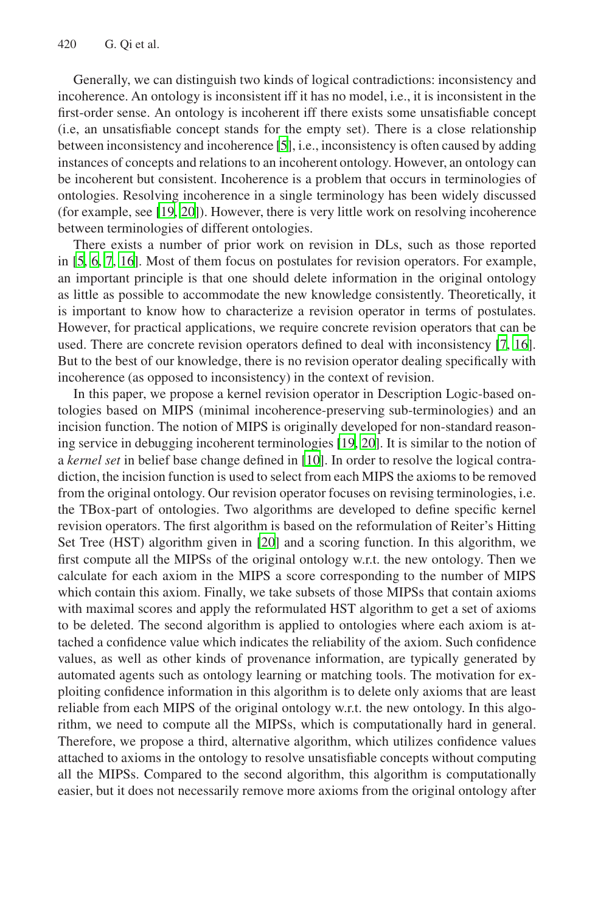Generally, we can distinguish two kinds of logical contradictions: inconsistency and incoherence. An ontology is inconsistent iff it has no model, i.e., it is inconsistent in the first-order sense. An ontology is incoherent iff there exists some unsatisfiable concept (i.e, an unsatisfiable concept stands for the empty set). There is a close relationship between inconsistency and incoherence [5], i.e., inconsistency is often caused by adding instances of concepts and relations to an incoherent ontology. However, an ontology can be incoherent but consistent. Incoherence is a problem that occurs in terminologies of ontologies. Resolving incoherence in a single terminology has been widely discussed (for example, see [19, 20]). However, there is very little work on resolving incoherence between terminologies of different ontologies.

There exists a number of prior work on revision in DLs, such as those reported in [5, 6, 7, 16]. Most of them focus on postulates for revision operators. For example, an important principle is that one should delete information in the original ontology as little as possible to accommodate the new knowledge consistently. Theoretically, it is important to know how to characterize a revision operator in terms of postulates. However, for practical applications, we require concrete revision operators that can be used. There are concrete revision operators defined to deal with inconsistency [7, 16]. But to the best of our knowledge, there is no revision operator dealing specifically with incoherence (as opposed to inconsistency) in the context of revision.

In this paper, we propose a kernel revision operator in Description Logic-based ontologies based on MIPS (minimal incoherence-preserving sub-terminologies) and an incision function. The notion of MIPS is originally developed for non-standard reasoning service in debugging incoherent terminologies [19, 20]. It is similar to the notion of a *kernel set* in belief base change defined in [10]. In order to resolve the logical contradiction, the incision function is used to select from each MIPS the axioms to be removed from the original ontology. Our revision operator focuses on revising terminologies, i.e. the TBox-part of ontologies. Two algorithms are developed to define specific kernel revision operators. The first algorithm is based on the reformulation of Reiter's Hitting Set Tree (HST) algorithm given in [20] and a scoring function. In this algorithm, we first compute all the MIPSs of the original ontology w.r.t. the new ontology. Then we calculate for each axiom in the MIPS a score corresponding to the number of MIPS which contain this axiom. Finally, we take subsets of those MIPSs that contain axioms with maximal scores and apply the reformulated HST algorithm to get a set of axioms to be deleted. The second algorithm is applied to ontologies where each axiom is attached a confidence value which indicates the reliability of the axiom. Such confidence values, as well as other kinds of provenance information, are typically generated by automated agents such as ontology learning or matching tools. The motivation for exploiting confidence information in this algorithm is to delete only axioms that are least reliable from each MIPS of the original ontology w.r.t. the new ontology. In this algorithm, we need to compute all the MIPSs, which is computationally hard in general. Therefore, we propose a third, alternative algorithm, which utilizes confidence values attached to axioms in the ontology to resolve unsatisfiable concepts without computing all the MIPSs. Compared to the second algorithm, this algorithm is computationally easier, but it does not necessarily remove more axioms from the original ontology after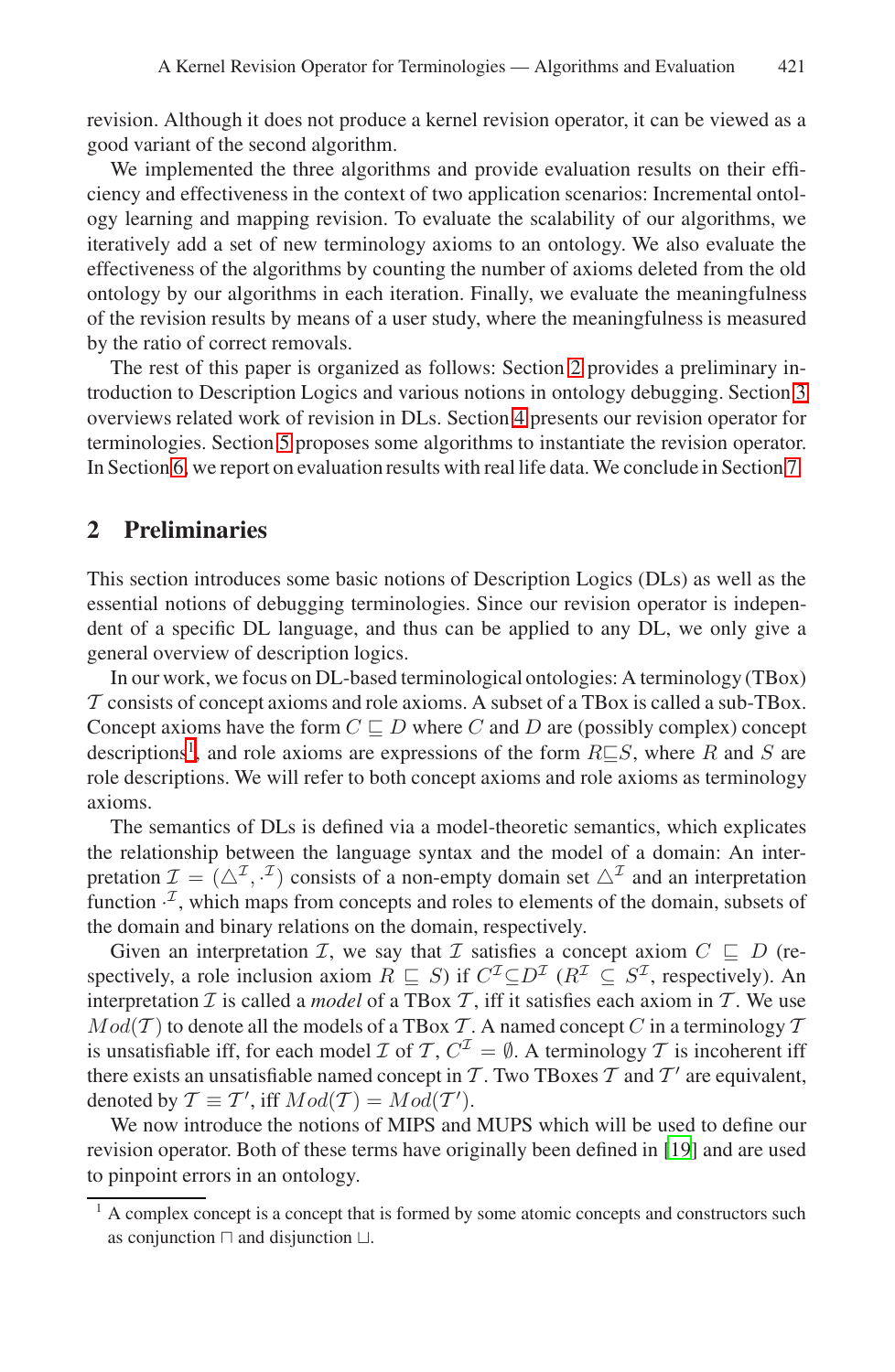revision. Although it does not produce a kernel revision operator, it can be viewed as a good variant of the second algorithm.

We implemented the three algorithms and provide evaluation results on their efficiency and effectiveness in the context of two application scenarios: Incremental ontology learning and mapping revision. To evaluate the scalability of our algorithms, we iteratively add a set of new terminology axioms to an ontology. We also evaluate the effectiveness of the algorithms by counting the number of axioms deleted from the old ontology by our algorithms in each iteration. Finally, we evaluate the meaningfulness of the revision results by means of a user study, where the meaningfulness is measured by the ratio of correct removals.

The rest of this paper is organized as follows: Section 2 provides a preliminary introduction to Description Logics and various notions in ontology debugging. Section 3 overviews related work of revision in DLs. Section 4 presents our revision operator for terminologies. Section 5 proposes some algorithms to instantiate the revision operator. In Section 6, we report on evaluation results with real life data. We conclude in Section 7.

## 2 Preliminaries

This section introduces some basic notions of Description Logics (DLs) as well as the essential notions of debugging terminologies. Since our revision operator is independent of a specific DL language, and thus can be applied to any DL, we only give a general overview of description logics.

In our work, we focus on DL-based terminological ontologies: A terminology (TBox) $\mathcal{T}$ consists of concept axioms and role axioms. A subset of a TBox is called a sub-TBox. Concept axioms have the form $C \sqsubseteq D$ where $C$ and $D$ are (possibly complex) concept descriptions[1], and role axioms are expressions of the form $R \sqsubseteq S$, where $R$ and $S$ are role descriptions. We will refer to both concept axioms and role axioms as terminology axioms.

The semantics of DLs is defined via a model-theoretic semantics, which explicates the relationship between the language syntax and the model of a domain: An interpretation $\mathcal{I} = (\triangle^{\mathcal{I}}, \cdot^{\mathcal{I}})$ consists of a non-empty domain set $\triangle^{\mathcal{I}}$ and an interpretation function $\cdot^{\mathcal{I}}$, which maps from concepts and roles to elements of the domain, subsets of the domain and binary relations on the domain, respectively.

Given an interpretation $\mathcal{I}$, we say that $\mathcal{I}$ satisfies a concept axiom $C \sqsubseteq D$ (respectively, a role inclusion axiom $R \sqsubseteq S$) if $C^{\mathcal{I}} \subseteq D^{\mathcal{I}}$ ($R^{\mathcal{I}} \subseteq S^{\mathcal{I}}$, respectively). An interpretation $\mathcal{I}$ is called a *model* of a TBox $\mathcal{T}$, iff it satisfies each axiom in $\mathcal{T}$. We use $Mod(\mathcal{T})$ to denote all the models of a TBox $\mathcal{T}$. A named concept $C$ in a terminology $\mathcal{T}$ is unsatisfiable iff, for each model $\mathcal{I}$ of $\mathcal{T}$, $C^{\mathcal{I}} = \emptyset$. A terminology $\mathcal{T}$ is incoherent iff there exists an unsatisfiable named concept in $\mathcal{T}$. Two TBoxes $\mathcal{T}$ and $\mathcal{T}'$ are equivalent, denoted by $\mathcal{T} \equiv \mathcal{T}'$, iff $Mod(\mathcal{T}) = Mod(\mathcal{T}')$.

We now introduce the notions of MIPS and MUPS which will be used to define our revision operator. Both of these terms have originally been defined in [19] and are used to pinpoint errors in an ontology.

[1] A complex concept is a concept that is formed by some atomic concepts and constructors such as conjunction $\sqcap$ and disjunction $\sqcup$.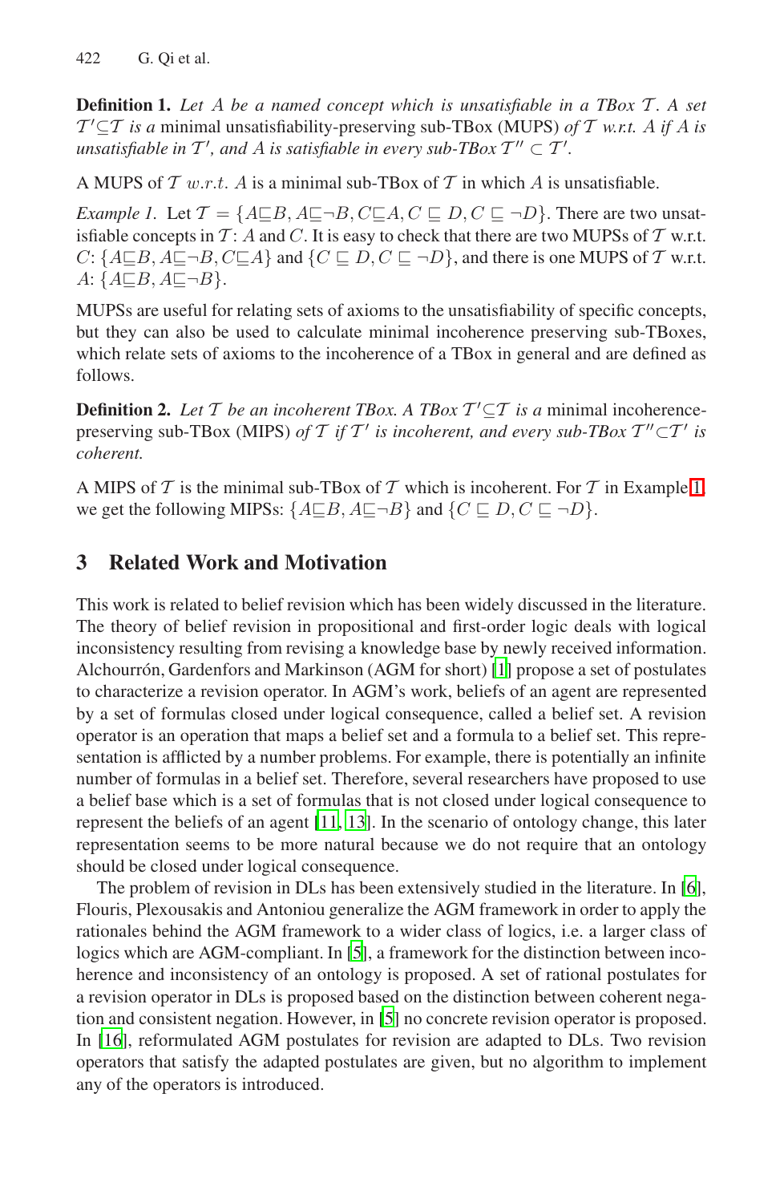**Definition 1.** *Let $A$ be a named concept which is unsatisfiable in a TBox $\mathcal{T}$. A set $\mathcal{T}' \subseteq \mathcal{T}$ is a* minimal unsatisfiability-preserving sub-TBox (MUPS) *of $\mathcal{T}$ w.r.t. $A$ if $A$ is unsatisfiable in $\mathcal{T}'$, and $A$ is satisfiable in every sub-TBox $\mathcal{T}'' \subset \mathcal{T}'$.*

A MUPS of $\mathcal{T}$ $w.r.t.$ $A$ is a minimal sub-TBox of $\mathcal{T}$ in which $A$ is unsatisfiable.

*Example 1.* Let $\mathcal{T} = \{A \sqsubseteq B, A \sqsubseteq \neg B, C \sqsubseteq A, C \sqsubseteq D, C \sqsubseteq \neg D\}$. There are two unsatisfiable concepts in $\mathcal{T}$: $A$ and $C$. It is easy to check that there are two MUPSs of $\mathcal{T}$ w.r.t. $C$: $\{A \sqsubseteq B, A \sqsubseteq \neg B, C \sqsubseteq A\}$ and $\{C \sqsubseteq D, C \sqsubseteq \neg D\}$, and there is one MUPS of $\mathcal{T}$ w.r.t. $A$: $\{A \sqsubseteq B, A \sqsubseteq \neg B\}$.

MUPSs are useful for relating sets of axioms to the unsatisfiability of specific concepts, but they can also be used to calculate minimal incoherence preserving sub-TBoxes, which relate sets of axioms to the incoherence of a TBox in general and are defined as follows.

**Definition 2.** *Let $\mathcal{T}$ be an incoherent TBox. A TBox $\mathcal{T}' \subseteq \mathcal{T}$ is a* minimal incoherence-preserving sub-TBox (MIPS) *of $\mathcal{T}$ if $\mathcal{T}'$ is incoherent, and every sub-TBox $\mathcal{T}'' \subset \mathcal{T}'$ is coherent.*

A MIPS of $\mathcal{T}$ is the minimal sub-TBox of $\mathcal{T}$ which is incoherent. For $\mathcal{T}$ in Example 1, we get the following MIPSs: $\{A \sqsubseteq B, A \sqsubseteq \neg B\}$ and $\{C \sqsubseteq D, C \sqsubseteq \neg D\}$.

## 3 Related Work and Motivation

This work is related to belief revision which has been widely discussed in the literature. The theory of belief revision in propositional and first-order logic deals with logical inconsistency resulting from revising a knowledge base by newly received information. Alchourrón, Gardenfors and Markinson (AGM for short) [1] propose a set of postulates to characterize a revision operator. In AGM's work, beliefs of an agent are represented by a set of formulas closed under logical consequence, called a belief set. A revision operator is an operation that maps a belief set and a formula to a belief set. This representation is afflicted by a number problems. For example, there is potentially an infinite number of formulas in a belief set. Therefore, several researchers have proposed to use a belief base which is a set of formulas that is not closed under logical consequence to represent the beliefs of an agent [11, 13]. In the scenario of ontology change, this later representation seems to be more natural because we do not require that an ontology should be closed under logical consequence.

The problem of revision in DLs has been extensively studied in the literature. In [6], Flouris, Plexousakis and Antoniou generalize the AGM framework in order to apply the rationales behind the AGM framework to a wider class of logics, i.e. a larger class of logics which are AGM-compliant. In [5], a framework for the distinction between incoherence and inconsistency of an ontology is proposed. A set of rational postulates for a revision operator in DLs is proposed based on the distinction between coherent negation and consistent negation. However, in [5] no concrete revision operator is proposed. In [16], reformulated AGM postulates for revision are adapted to DLs. Two revision operators that satisfy the adapted postulates are given, but no algorithm to implement any of the operators is introduced.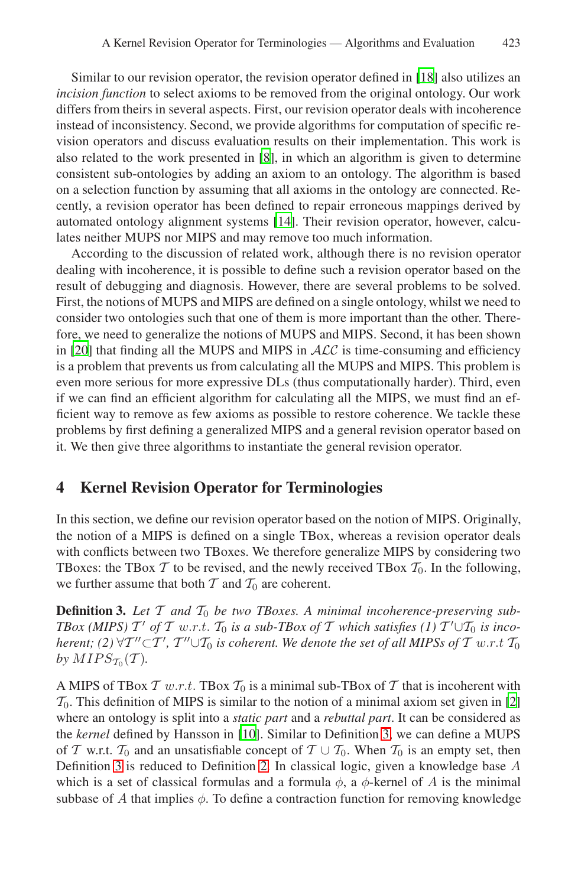Similar to our revision operator, the revision operator defined in [18] also utilizes an *incision function* to select axioms to be removed from the original ontology. Our work differs from theirs in several aspects. First, our revision operator deals with incoherence instead of inconsistency. Second, we provide algorithms for computation of specific revision operators and discuss evaluation results on their implementation. This work is also related to the work presented in [8], in which an algorithm is given to determine consistent sub-ontologies by adding an axiom to an ontology. The algorithm is based on a selection function by assuming that all axioms in the ontology are connected. Recently, a revision operator has been defined to repair erroneous mappings derived by automated ontology alignment systems [14]. Their revision operator, however, calculates neither MUPS nor MIPS and may remove too much information.

According to the discussion of related work, although there is no revision operator dealing with incoherence, it is possible to define such a revision operator based on the result of debugging and diagnosis. However, there are several problems to be solved. First, the notions of MUPS and MIPS are defined on a single ontology, whilst we need to consider two ontologies such that one of them is more important than the other. Therefore, we need to generalize the notions of MUPS and MIPS. Second, it has been shown in [20] that finding all the MUPS and MIPS in $\mathcal{ALC}$ is time-consuming and efficiency is a problem that prevents us from calculating all the MUPS and MIPS. This problem is even more serious for more expressive DLs (thus computationally harder). Third, even if we can find an efficient algorithm for calculating all the MIPS, we must find an efficient way to remove as few axioms as possible to restore coherence. We tackle these problems by first defining a generalized MIPS and a general revision operator based on it. We then give three algorithms to instantiate the general revision operator.

## 4 Kernel Revision Operator for Terminologies

In this section, we define our revision operator based on the notion of MIPS. Originally, the notion of a MIPS is defined on a single TBox, whereas a revision operator deals with conflicts between two TBoxes. We therefore generalize MIPS by considering two TBoxes: the TBox $\mathcal{T}$ to be revised, and the newly received TBox $\mathcal{T}_0$. In the following, we further assume that both $\mathcal{T}$ and $\mathcal{T}_0$ are coherent.

**Definition 3.** *Let $\mathcal{T}$ and $\mathcal{T}_0$ be two TBoxes. A minimal incoherence-preserving sub-TBox (MIPS) $\mathcal{T}'$ of $\mathcal{T}$ w.r.t. $\mathcal{T}_0$ is a sub-TBox of $\mathcal{T}$ which satisfies (1) $\mathcal{T}'\cup\mathcal{T}_0$ is incoherent; (2) $\forall\mathcal{T}''\subset\mathcal{T}'$, $\mathcal{T}''\cup\mathcal{T}_0$ is coherent. We denote the set of all MIPSs of $\mathcal{T}$ w.r.t $\mathcal{T}_0$ by $MIPS_{\mathcal{T}_0}(\mathcal{T})$.*

A MIPS of TBox $\mathcal{T}$ $w.r.t.$ TBox $\mathcal{T}_0$ is a minimal sub-TBox of $\mathcal{T}$ that is incoherent with $\mathcal{T}_0$. This definition of MIPS is similar to the notion of a minimal axiom set given in [2] where an ontology is split into a *static part* and a *rebuttal part*. It can be considered as the *kernel* defined by Hansson in [10]. Similar to Definition 3, we can define a MUPS of $\mathcal{T}$ w.r.t. $\mathcal{T}_0$ and an unsatisfiable concept of $\mathcal{T}\cup\mathcal{T}_0$. When $\mathcal{T}_0$ is an empty set, then Definition 3 is reduced to Definition 2. In classical logic, given a knowledge base $A$ which is a set of classical formulas and a formula $\phi$, a $\phi$-kernel of $A$ is the minimal subbase of $A$ that implies $\phi$. To define a contraction function for removing knowledge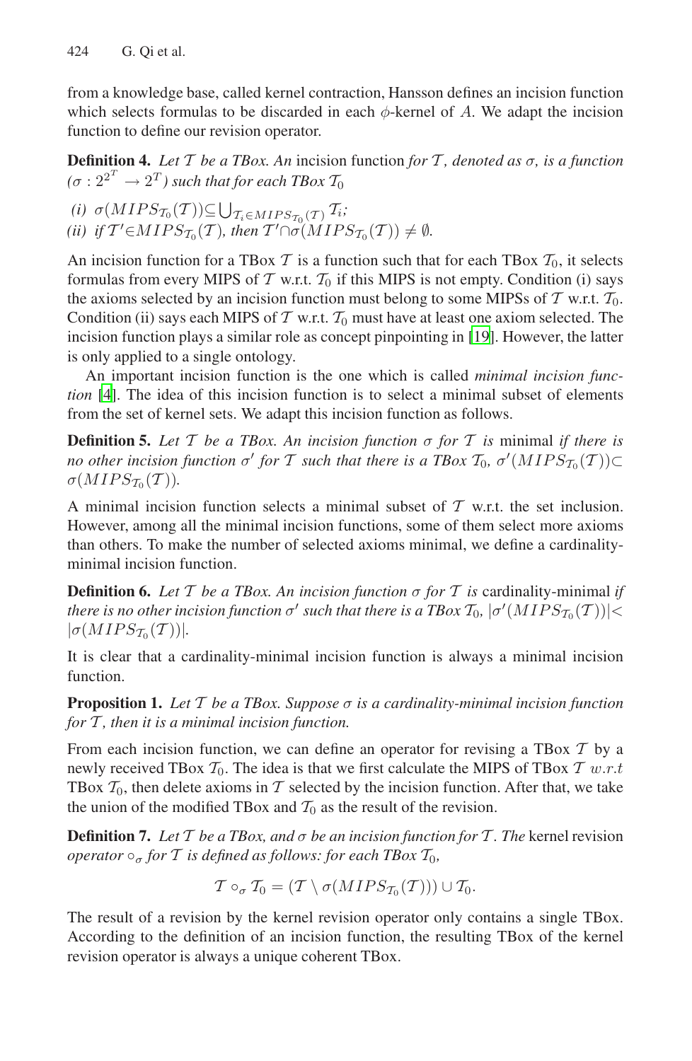from a knowledge base, called kernel contraction, Hansson defines an incision function which selects formulas to be discarded in each $\phi$-kernel of $A$. We adapt the incision function to define our revision operator.

**Definition 4.** *Let $\mathcal{T}$ be a TBox. An* incision function *for $\mathcal{T}$, denoted as $\sigma$, is a function ($\sigma : 2^{2^{\mathcal{T}}} \rightarrow 2^{\mathcal{T}}$) such that for each TBox $\mathcal{T}_0$*

*(i) $\sigma(MIPS_{\mathcal{T}_0}(\mathcal{T})) \subseteq \bigcup_{\mathcal{T}_i \in MIPS_{\mathcal{T}_0}(\mathcal{T})} \mathcal{T}_i$;*
*(ii) if $\mathcal{T}' \in MIPS_{\mathcal{T}_0}(\mathcal{T})$, then $\mathcal{T}' \cap \sigma(MIPS_{\mathcal{T}_0}(\mathcal{T})) \neq \emptyset$.*

An incision function for a TBox $\mathcal{T}$ is a function such that for each TBox $\mathcal{T}_0$, it selects formulas from every MIPS of $\mathcal{T}$ w.r.t. $\mathcal{T}_0$ if this MIPS is not empty. Condition (i) says the axioms selected by an incision function must belong to some MIPSs of $\mathcal{T}$ w.r.t. $\mathcal{T}_0$. Condition (ii) says each MIPS of $\mathcal{T}$ w.r.t. $\mathcal{T}_0$ must have at least one axiom selected. The incision function plays a similar role as concept pinpointing in [19]. However, the latter is only applied to a single ontology.

An important incision function is the one which is called *minimal incision function* [4]. The idea of this incision function is to select a minimal subset of elements from the set of kernel sets. We adapt this incision function as follows.

**Definition 5.** *Let $\mathcal{T}$ be a TBox. An incision function $\sigma$ for $\mathcal{T}$ is* minimal *if there is no other incision function $\sigma'$ for $\mathcal{T}$ such that there is a TBox $\mathcal{T}_0$, $\sigma'(MIPS_{\mathcal{T}_0}(\mathcal{T})) \subset \sigma(MIPS_{\mathcal{T}_0}(\mathcal{T}))$.*

A minimal incision function selects a minimal subset of $\mathcal{T}$ w.r.t. the set inclusion. However, among all the minimal incision functions, some of them select more axioms than others. To make the number of selected axioms minimal, we define a cardinality-minimal incision function.

**Definition 6.** *Let $\mathcal{T}$ be a TBox. An incision function $\sigma$ for $\mathcal{T}$ is* cardinality-minimal *if there is no other incision function $\sigma'$ such that there is a TBox $\mathcal{T}_0$, $|\sigma'(MIPS_{\mathcal{T}_0}(\mathcal{T}))| < |\sigma(MIPS_{\mathcal{T}_0}(\mathcal{T}))|$.*

It is clear that a cardinality-minimal incision function is always a minimal incision function.

**Proposition 1.** *Let $\mathcal{T}$ be a TBox. Suppose $\sigma$ is a cardinality-minimal incision function for $\mathcal{T}$, then it is a minimal incision function.*

From each incision function, we can define an operator for revising a TBox $\mathcal{T}$ by a newly received TBox $\mathcal{T}_0$. The idea is that we first calculate the MIPS of TBox $\mathcal{T}$ $w.r.t$ TBox $\mathcal{T}_0$, then delete axioms in $\mathcal{T}$ selected by the incision function. After that, we take the union of the modified TBox and $\mathcal{T}_0$ as the result of the revision.

**Definition 7.** *Let $\mathcal{T}$ be a TBox, and $\sigma$ be an incision function for $\mathcal{T}$. The* kernel revision *operator $\circ_\sigma$ for $\mathcal{T}$ is defined as follows: for each TBox $\mathcal{T}_0$,*

$$\mathcal{T} \circ_\sigma \mathcal{T}_0 = (\mathcal{T} \setminus \sigma(MIPS_{\mathcal{T}_0}(\mathcal{T}))) \cup \mathcal{T}_0.$$

The result of a revision by the kernel revision operator only contains a single TBox. According to the definition of an incision function, the resulting TBox of the kernel revision operator is always a unique coherent TBox.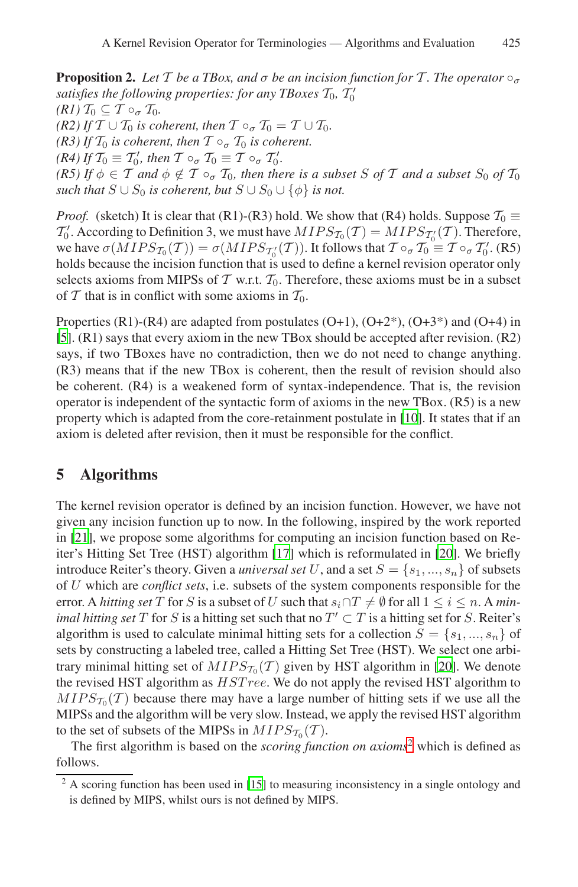**Proposition 2.** *Let $\mathcal{T}$ be a TBox, and $\sigma$ be an incision function for $\mathcal{T}$. The operator $\circ_\sigma$ satisfies the following properties: for any TBoxes $\mathcal{T}_0$, $\mathcal{T}_0'$*
*(R1) $\mathcal{T}_0 \subseteq \mathcal{T} \circ_\sigma \mathcal{T}_0$.*
*(R2) If $\mathcal{T} \cup \mathcal{T}_0$ is coherent, then $\mathcal{T} \circ_\sigma \mathcal{T}_0 = \mathcal{T} \cup \mathcal{T}_0$.*
*(R3) If $\mathcal{T}_0$ is coherent, then $\mathcal{T} \circ_\sigma \mathcal{T}_0$ is coherent.*
*(R4) If $\mathcal{T}_0 \equiv \mathcal{T}_0'$, then $\mathcal{T} \circ_\sigma \mathcal{T}_0 \equiv \mathcal{T} \circ_\sigma \mathcal{T}_0'$.*
*(R5) If $\phi \in \mathcal{T}$ and $\phi \notin \mathcal{T} \circ_\sigma \mathcal{T}_0$, then there is a subset $S$ of $\mathcal{T}$ and a subset $S_0$ of $\mathcal{T}_0$ such that $S \cup S_0$ is coherent, but $S \cup S_0 \cup \{\phi\}$ is not.*

*Proof.* (sketch) It is clear that (R1)-(R3) hold. We show that (R4) holds. Suppose $\mathcal{T}_0 \equiv \mathcal{T}_0'$. According to Definition 3, we must have $MIPS_{\mathcal{T}_0}(\mathcal{T}) = MIPS_{\mathcal{T}_0'}(\mathcal{T})$. Therefore, we have $\sigma(MIPS_{\mathcal{T}_0}(\mathcal{T})) = \sigma(MIPS_{\mathcal{T}_0'}(\mathcal{T}))$. It follows that $\mathcal{T} \circ_\sigma \mathcal{T}_0 \equiv \mathcal{T} \circ_\sigma \mathcal{T}_0'$. (R5) holds because the incision function that is used to define a kernel revision operator only selects axioms from MIPSs of $\mathcal{T}$ w.r.t. $\mathcal{T}_0$. Therefore, these axioms must be in a subset of $\mathcal{T}$ that is in conflict with some axioms in $\mathcal{T}_0$.

Properties (R1)-(R4) are adapted from postulates (O+1), (O+2*), (O+3*) and (O+4) in [5]. (R1) says that every axiom in the new TBox should be accepted after revision. (R2) says, if two TBoxes have no contradiction, then we do not need to change anything. (R3) means that if the new TBox is coherent, then the result of revision should also be coherent. (R4) is a weakened form of syntax-independence. That is, the revision operator is independent of the syntactic form of axioms in the new TBox. (R5) is a new property which is adapted from the core-retainment postulate in [10]. It states that if an axiom is deleted after revision, then it must be responsible for the conflict.

## 5 Algorithms

The kernel revision operator is defined by an incision function. However, we have not given any incision function up to now. In the following, inspired by the work reported in [21], we propose some algorithms for computing an incision function based on Reiter's Hitting Set Tree (HST) algorithm [17] which is reformulated in [20]. We briefly introduce Reiter's theory. Given a *universal set* $U$, and a set $S = \{s_1, ..., s_n\}$ of subsets of $U$ which are *conflict sets*, i.e. subsets of the system components responsible for the error. A *hitting set* $T$ for $S$ is a subset of $U$ such that $s_i \cap T \neq \emptyset$ for all $1 \leq i \leq n$. A *minimal hitting set* $T$ for $S$ is a hitting set such that no $T' \subset T$ is a hitting set for $S$. Reiter's algorithm is used to calculate minimal hitting sets for a collection $S = \{s_1, ..., s_n\}$ of sets by constructing a labeled tree, called a Hitting Set Tree (HST). We select one arbitrary minimal hitting set of $MIPS_{\mathcal{T}_0}(\mathcal{T})$ given by HST algorithm in [20]. We denote the revised HST algorithm as $HSTree$. We do not apply the revised HST algorithm to $MIPS_{\mathcal{T}_0}(\mathcal{T})$ because there may have a large number of hitting sets if we use all the MIPSs and the algorithm will be very slow. Instead, we apply the revised HST algorithm to the set of subsets of the MIPSs in $MIPS_{\mathcal{T}_0}(\mathcal{T})$.

The first algorithm is based on the *scoring function on axioms*[2] which is defined as follows.

[2] A scoring function has been used in [15] to measuring inconsistency in a single ontology and is defined by MIPS, whilst ours is not defined by MIPS.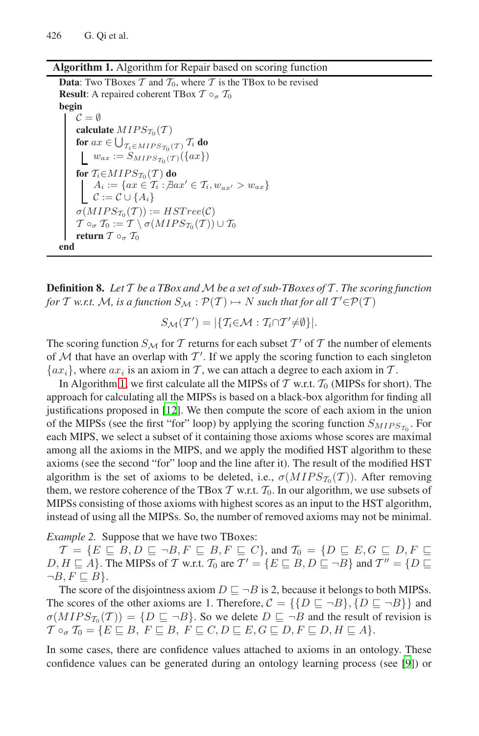**Algorithm 1.** Algorithm for Repair based on scoring function

```
Data: Two TBoxes T and T_0, where T is the TBox to be revised
Result: A repaired coherent TBox T ∘_σ T_0
begin
    C = ∅
    calculate MIPS_{T_0}(T)
    for ax ∈ ⋃_{T_i ∈ MIPS_{T_0}(T)} T_i do
        w_ax := S_{MIPS_{T_0}(T)}({ax})
    for T_i ∈ MIPS_{T_0}(T) do
        A_i := {ax ∈ T_i : ∄ax' ∈ T_i, w_ax' > w_ax}
        C := C ∪ {A_i}
    σ(MIPS_{T_0}(T)) := HSTree(C)
    T ∘_σ T_0 := T \ σ(MIPS_{T_0}(T)) ∪ T_0
    return T ∘_σ T_0
end
```

**Definition 8.** *Let $\mathcal{T}$ be a TBox and $\mathcal{M}$ be a set of sub-TBoxes of $\mathcal{T}$. The scoring function for $\mathcal{T}$ w.r.t. $\mathcal{M}$, is a function $S_{\mathcal{M}} : \mathcal{P}(\mathcal{T}) \mapsto N$ such that for all $\mathcal{T}' \in \mathcal{P}(\mathcal{T})$*

$$S_{\mathcal{M}}(\mathcal{T}') = |\{\mathcal{T}_i \in \mathcal{M} : \mathcal{T}_i \cap \mathcal{T}' \neq \emptyset\}|.$$

The scoring function $S_{\mathcal{M}}$ for $\mathcal{T}$ returns for each subset $\mathcal{T}'$ of $\mathcal{T}$ the number of elements of $\mathcal{M}$ that have an overlap with $\mathcal{T}'$. If we apply the scoring function to each singleton $\{ax_i\}$, where $ax_i$ is an axiom in $\mathcal{T}$, we can attach a degree to each axiom in $\mathcal{T}$.

In Algorithm 1, we first calculate all the MIPSs of $\mathcal{T}$ w.r.t. $\mathcal{T}_0$ (MIPSs for short). The approach for calculating all the MIPSs is based on a black-box algorithm for finding all justifications proposed in [12]. We then compute the score of each axiom in the union of the MIPSs (see the first "for" loop) by applying the scoring function $S_{MIPS_{\mathcal{T}_0}}$. For each MIPS, we select a subset of it containing those axioms whose scores are maximal among all the axioms in the MIPS, and we apply the modified HST algorithm to these axioms (see the second "for" loop and the line after it). The result of the modified HST algorithm is the set of axioms to be deleted, i.e., $\sigma(MIPS_{\mathcal{T}_0}(\mathcal{T}))$. After removing them, we restore coherence of the TBox $\mathcal{T}$ w.r.t. $\mathcal{T}_0$. In our algorithm, we use subsets of MIPSs consisting of those axioms with highest scores as an input to the HST algorithm, instead of using all the MIPSs. So, the number of removed axioms may not be minimal.

*Example 2.* Suppose that we have two TBoxes:

$\mathcal{T} = \{E \sqsubseteq B, D \sqsubseteq \neg B, F \sqsubseteq B, F \sqsubseteq C\}$, and $\mathcal{T}_0 = \{D \sqsubseteq E, G \sqsubseteq D, F \sqsubseteq D, H \sqsubseteq A\}$. The MIPSs of $\mathcal{T}$ w.r.t. $\mathcal{T}_0$ are $\mathcal{T}' = \{E \sqsubseteq B, D \sqsubseteq \neg B\}$ and $\mathcal{T}'' = \{D \sqsubseteq \neg B, F \sqsubseteq B\}$.

The score of the disjointness axiom $D \sqsubseteq \neg B$ is 2, because it belongs to both MIPSs. The scores of the other axioms are 1. Therefore, $\mathcal{C} = \{\{D \sqsubseteq \neg B\}, \{D \sqsubseteq \neg B\}\}$ and $\sigma(MIPS_{\mathcal{T}_0}(\mathcal{T})) = \{D \sqsubseteq \neg B\}$. So we delete $D \sqsubseteq \neg B$ and the result of revision is $\mathcal{T} \circ_\sigma \mathcal{T}_0 = \{E \sqsubseteq B,\ F \sqsubseteq B,\ F \sqsubseteq C, D \sqsubseteq E, G \sqsubseteq D, F \sqsubseteq D, H \sqsubseteq A\}$.

In some cases, there are confidence values attached to axioms in an ontology. These confidence values can be generated during an ontology learning process (see [9]) or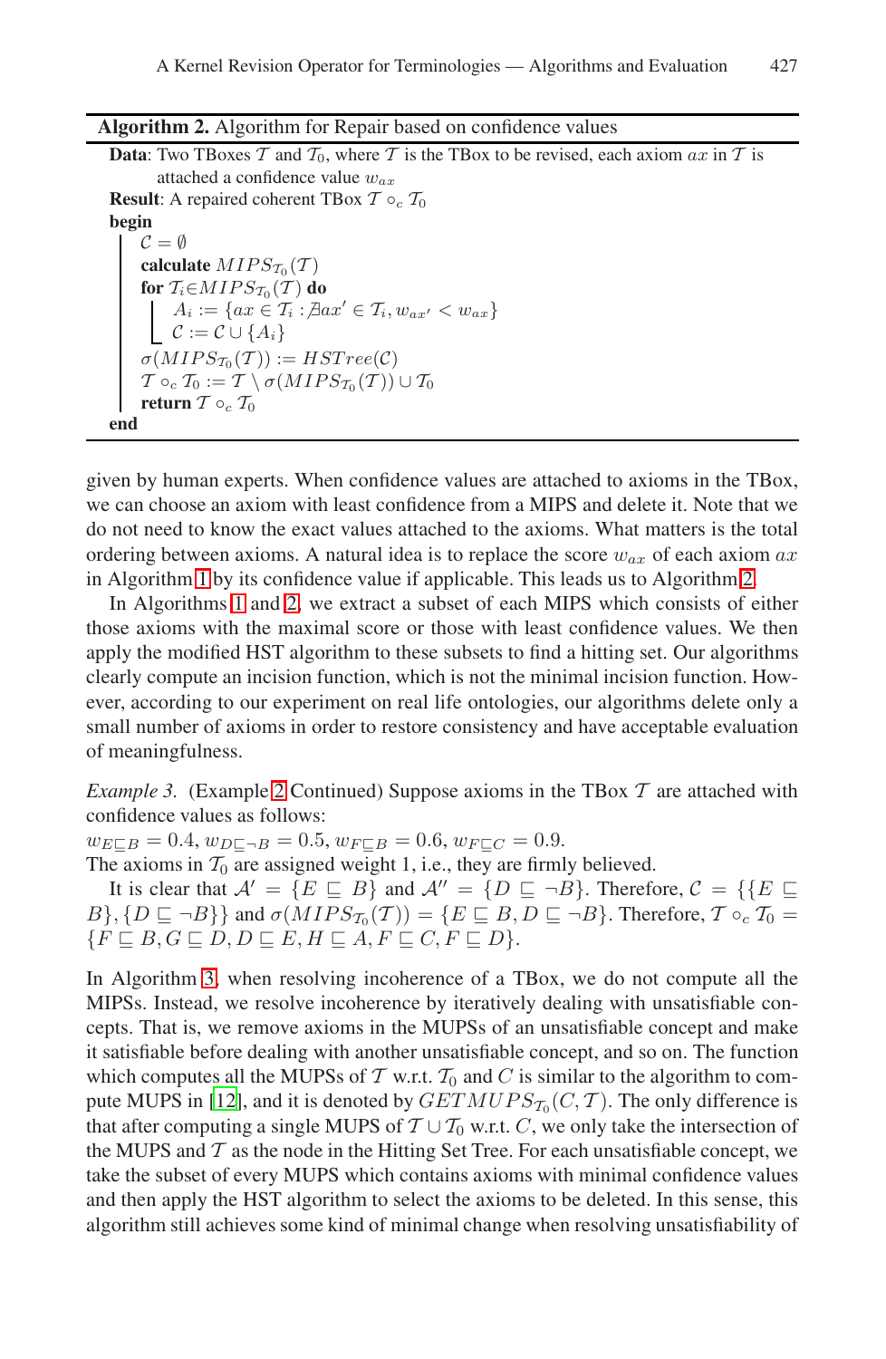**Algorithm 2.** Algorithm for Repair based on confidence values

```
Data: Two TBoxes 𝒯 and 𝒯₀, where 𝒯 is the TBox to be revised, each axiom ax in 𝒯 is
      attached a confidence value w_ax
Result: A repaired coherent TBox 𝒯 ∘_c 𝒯₀
begin
    𝒞 = ∅
    calculate MIPS_𝒯₀(𝒯)
    for 𝒯ᵢ ∈ MIPS_𝒯₀(𝒯) do
        Aᵢ := {ax ∈ 𝒯ᵢ : ∄ax' ∈ 𝒯ᵢ, w_ax' < w_ax}
        𝒞 := 𝒞 ∪ {Aᵢ}
    σ(MIPS_𝒯₀(𝒯)) := HSTree(𝒞)
    𝒯 ∘_c 𝒯₀ := 𝒯 \ σ(MIPS_𝒯₀(𝒯)) ∪ 𝒯₀
    return 𝒯 ∘_c 𝒯₀
end
```

given by human experts. When confidence values are attached to axioms in the TBox, we can choose an axiom with least confidence from a MIPS and delete it. Note that we do not need to know the exact values attached to the axioms. What matters is the total ordering between axioms. A natural idea is to replace the score $w_{ax}$ of each axiom $ax$ in Algorithm 1 by its confidence value if applicable. This leads us to Algorithm 2.

In Algorithms 1 and 2, we extract a subset of each MIPS which consists of either those axioms with the maximal score or those with least confidence values. We then apply the modified HST algorithm to these subsets to find a hitting set. Our algorithms clearly compute an incision function, which is not the minimal incision function. However, according to our experiment on real life ontologies, our algorithms delete only a small number of axioms in order to restore consistency and have acceptable evaluation of meaningfulness.

*Example 3.* (Example 2 Continued) Suppose axioms in the TBox $\mathcal{T}$ are attached with confidence values as follows:
$w_{E \sqsubseteq B} = 0.4$, $w_{D \sqsubseteq \neg B} = 0.5$, $w_{F \sqsubseteq B} = 0.6$, $w_{F \sqsubseteq C} = 0.9$.
The axioms in $\mathcal{T}_0$ are assigned weight 1, i.e., they are firmly believed.

It is clear that $\mathcal{A}' = \{E \sqsubseteq B\}$ and $\mathcal{A}'' = \{D \sqsubseteq \neg B\}$. Therefore, $\mathcal{C} = \{\{E \sqsubseteq B\}, \{D \sqsubseteq \neg B\}\}$ and $\sigma(MIPS_{\mathcal{T}_0}(\mathcal{T})) = \{E \sqsubseteq B, D \sqsubseteq \neg B\}$. Therefore, $\mathcal{T} \circ_c \mathcal{T}_0 = \{F \sqsubseteq B, G \sqsubseteq D, D \sqsubseteq E, H \sqsubseteq A, F \sqsubseteq C, F \sqsubseteq D\}$.

In Algorithm 3, when resolving incoherence of a TBox, we do not compute all the MIPSs. Instead, we resolve incoherence by iteratively dealing with unsatisfiable concepts. That is, we remove axioms in the MUPSs of an unsatisfiable concept and make it satisfiable before dealing with another unsatisfiable concept, and so on. The function which computes all the MUPSs of $\mathcal{T}$ w.r.t. $\mathcal{T}_0$ and $C$ is similar to the algorithm to compute MUPS in [12], and it is denoted by $GETMUPS_{\mathcal{T}_0}(C, \mathcal{T})$. The only difference is that after computing a single MUPS of $\mathcal{T} \cup \mathcal{T}_0$ w.r.t. $C$, we only take the intersection of the MUPS and $\mathcal{T}$ as the node in the Hitting Set Tree. For each unsatisfiable concept, we take the subset of every MUPS which contains axioms with minimal confidence values and then apply the HST algorithm to select the axioms to be deleted. In this sense, this algorithm still achieves some kind of minimal change when resolving unsatisfiability of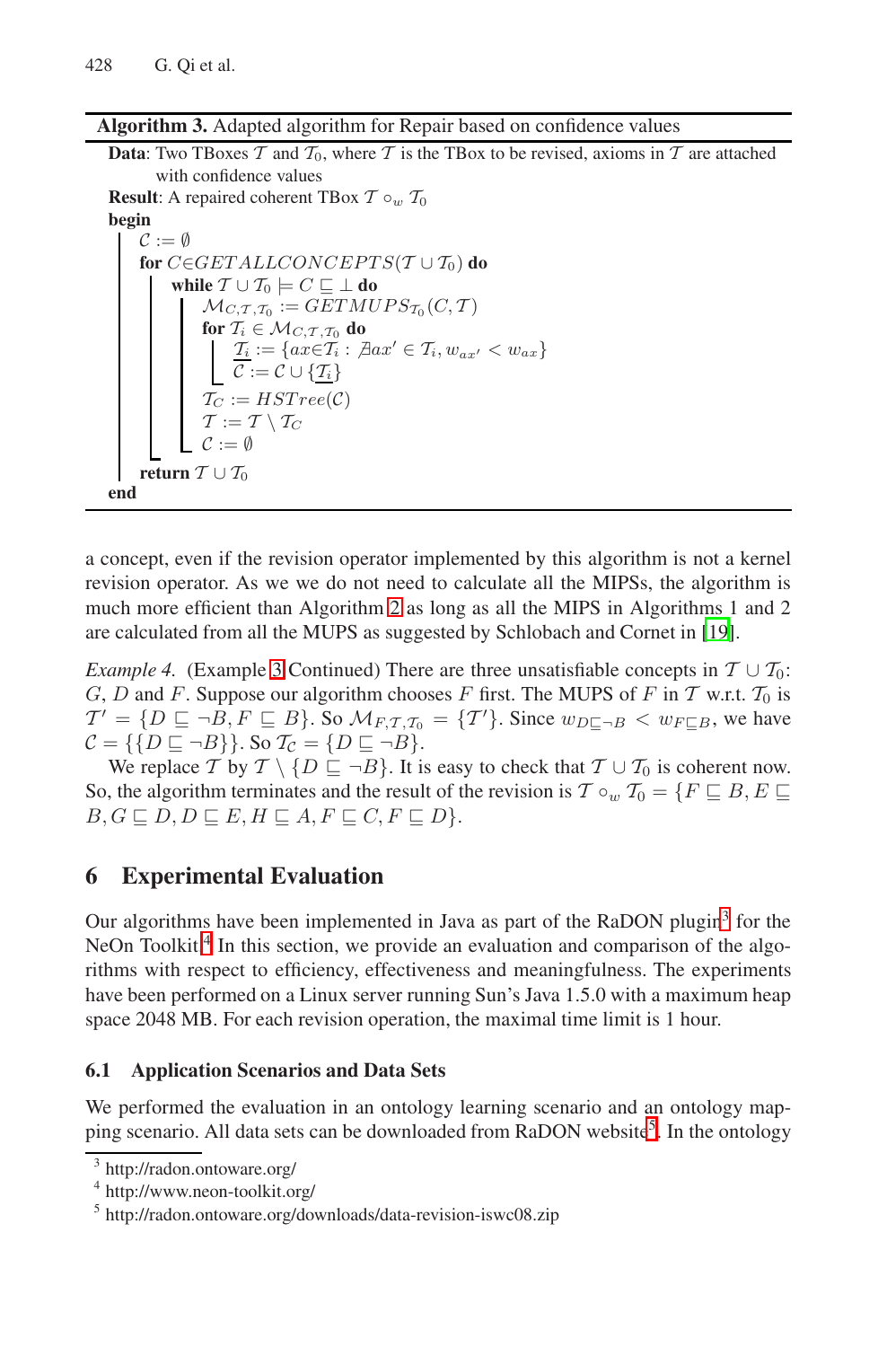**Algorithm 3.** Adapted algorithm for Repair based on confidence values

```
Data: Two TBoxes T and T_0, where T is the TBox to be revised, axioms in T are attached
      with confidence values
Result: A repaired coherent TBox T ∘_w T_0
begin
    C := ∅
    for C ∈ GETALLCONCEPTS(T ∪ T_0) do
        while T ∪ T_0 ⊨ C ⊑ ⊥ do
            M_{C,T,T_0} := GETMUPS_{T_0}(C, T)
            for T_i ∈ M_{C,T,T_0} do
                T_i' := {ax ∈ T_i : ∄ax' ∈ T_i, w_{ax'} < w_{ax}}
                C := C ∪ {T_i'}
            T_C := HSTree(C)
            T := T \ T_C
            C := ∅
    return T ∪ T_0
end
```

a concept, even if the revision operator implemented by this algorithm is not a kernel revision operator. As we we do not need to calculate all the MIPSs, the algorithm is much more efficient than Algorithm 2 as long as all the MIPS in Algorithms 1 and 2 are calculated from all the MUPS as suggested by Schlobach and Cornet in [19].

*Example 4.* (Example 3 Continued) There are three unsatisfiable concepts in $\mathcal{T} \cup \mathcal{T}_0$: $G$, $D$ and $F$. Suppose our algorithm chooses $F$ first. The MUPS of $F$ in $\mathcal{T}$ w.r.t. $\mathcal{T}_0$ is $\mathcal{T}' = \{D \sqsubseteq \neg B, F \sqsubseteq B\}$. So $\mathcal{M}_{F,\mathcal{T},\mathcal{T}_0} = \{\mathcal{T}'\}$. Since $w_{D\sqsubseteq\neg B} < w_{F\sqsubseteq B}$, we have $\mathcal{C} = \{\{D \sqsubseteq \neg B\}\}$. So $\mathcal{T}_\mathcal{C} = \{D \sqsubseteq \neg B\}$.

We replace $\mathcal{T}$ by $\mathcal{T} \setminus \{D \sqsubseteq \neg B\}$. It is easy to check that $\mathcal{T} \cup \mathcal{T}_0$ is coherent now. So, the algorithm terminates and the result of the revision is $\mathcal{T} \circ_w \mathcal{T}_0 = \{F \sqsubseteq B, E \sqsubseteq B, G \sqsubseteq D, D \sqsubseteq E, H \sqsubseteq A, F \sqsubseteq C, F \sqsubseteq D\}$.

## 6 Experimental Evaluation

Our algorithms have been implemented in Java as part of the RaDON plugin[3] for the NeOn Toolkit.[4] In this section, we provide an evaluation and comparison of the algorithms with respect to efficiency, effectiveness and meaningfulness. The experiments have been performed on a Linux server running Sun's Java 1.5.0 with a maximum heap space 2048 MB. For each revision operation, the maximal time limit is 1 hour.

### 6.1 Application Scenarios and Data Sets

We performed the evaluation in an ontology learning scenario and an ontology mapping scenario. All data sets can be downloaded from RaDON website[5]. In the ontology

---

[3] http://radon.ontoware.org/

[4] http://www.neon-toolkit.org/

[5] http://radon.ontoware.org/downloads/data-revision-iswc08.zip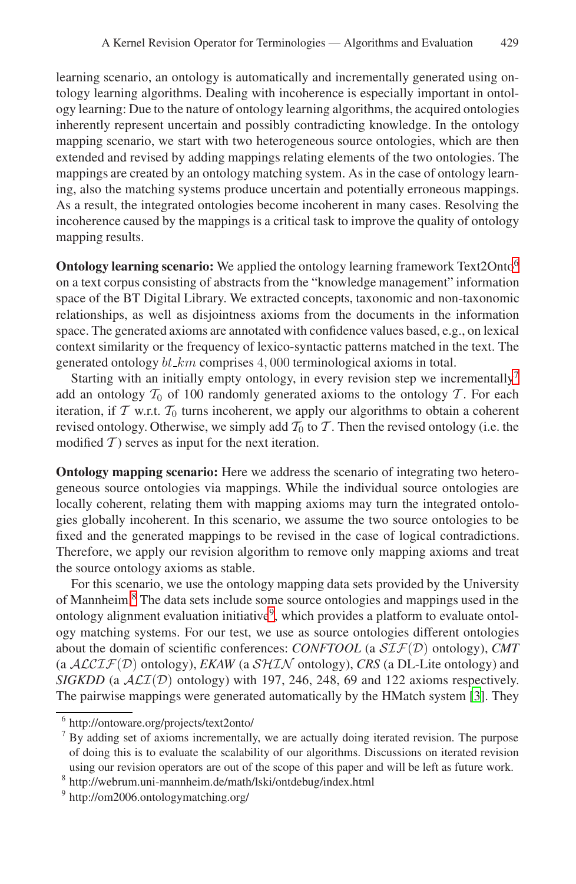learning scenario, an ontology is automatically and incrementally generated using ontology learning algorithms. Dealing with incoherence is especially important in ontology learning: Due to the nature of ontology learning algorithms, the acquired ontologies inherently represent uncertain and possibly contradicting knowledge. In the ontology mapping scenario, we start with two heterogeneous source ontologies, which are then extended and revised by adding mappings relating elements of the two ontologies. The mappings are created by an ontology matching system. As in the case of ontology learning, also the matching systems produce uncertain and potentially erroneous mappings. As a result, the integrated ontologies become incoherent in many cases. Resolving the incoherence caused by the mappings is a critical task to improve the quality of ontology mapping results.

**Ontology learning scenario:** We applied the ontology learning framework Text2Onto[6] on a text corpus consisting of abstracts from the "knowledge management" information space of the BT Digital Library. We extracted concepts, taxonomic and non-taxonomic relationships, as well as disjointness axioms from the documents in the information space. The generated axioms are annotated with confidence values based, e.g., on lexical context similarity or the frequency of lexico-syntactic patterns matched in the text. The generated ontology $bt\_km$ comprises $4,000$ terminological axioms in total.

Starting with an initially empty ontology, in every revision step we incrementally[7] add an ontology $\mathcal{T}_0$ of 100 randomly generated axioms to the ontology $\mathcal{T}$. For each iteration, if $\mathcal{T}$ w.r.t. $\mathcal{T}_0$ turns incoherent, we apply our algorithms to obtain a coherent revised ontology. Otherwise, we simply add $\mathcal{T}_0$ to $\mathcal{T}$. Then the revised ontology (i.e. the modified $\mathcal{T}$) serves as input for the next iteration.

**Ontology mapping scenario:** Here we address the scenario of integrating two heterogeneous source ontologies via mappings. While the individual source ontologies are locally coherent, relating them with mapping axioms may turn the integrated ontologies globally incoherent. In this scenario, we assume the two source ontologies to be fixed and the generated mappings to be revised in the case of logical contradictions. Therefore, we apply our revision algorithm to remove only mapping axioms and treat the source ontology axioms as stable.

For this scenario, we use the ontology mapping data sets provided by the University of Mannheim.[8] The data sets include some source ontologies and mappings used in the ontology alignment evaluation initiative[9], which provides a platform to evaluate ontology matching systems. For our test, we use as source ontologies different ontologies about the domain of scientific conferences: *CONFTOOL* (a $\mathcal{SIF}(\mathcal{D})$ ontology), *CMT* (a $\mathcal{ALCIF}(\mathcal{D})$ ontology), *EKAW* (a $\mathcal{SHIN}$ ontology), *CRS* (a DL-Lite ontology) and *SIGKDD* (a $\mathcal{ALI}(\mathcal{D})$ ontology) with 197, 246, 248, 69 and 122 axioms respectively. The pairwise mappings were generated automatically by the HMatch system [3]. They

---

[6] http://ontoware.org/projects/text2onto/

[7] By adding set of axioms incrementally, we are actually doing iterated revision. The purpose of doing this is to evaluate the scalability of our algorithms. Discussions on iterated revision using our revision operators are out of the scope of this paper and will be left as future work.

[8] http://webrum.uni-mannheim.de/math/lski/ontdebug/index.html

[9] http://om2006.ontologymatching.org/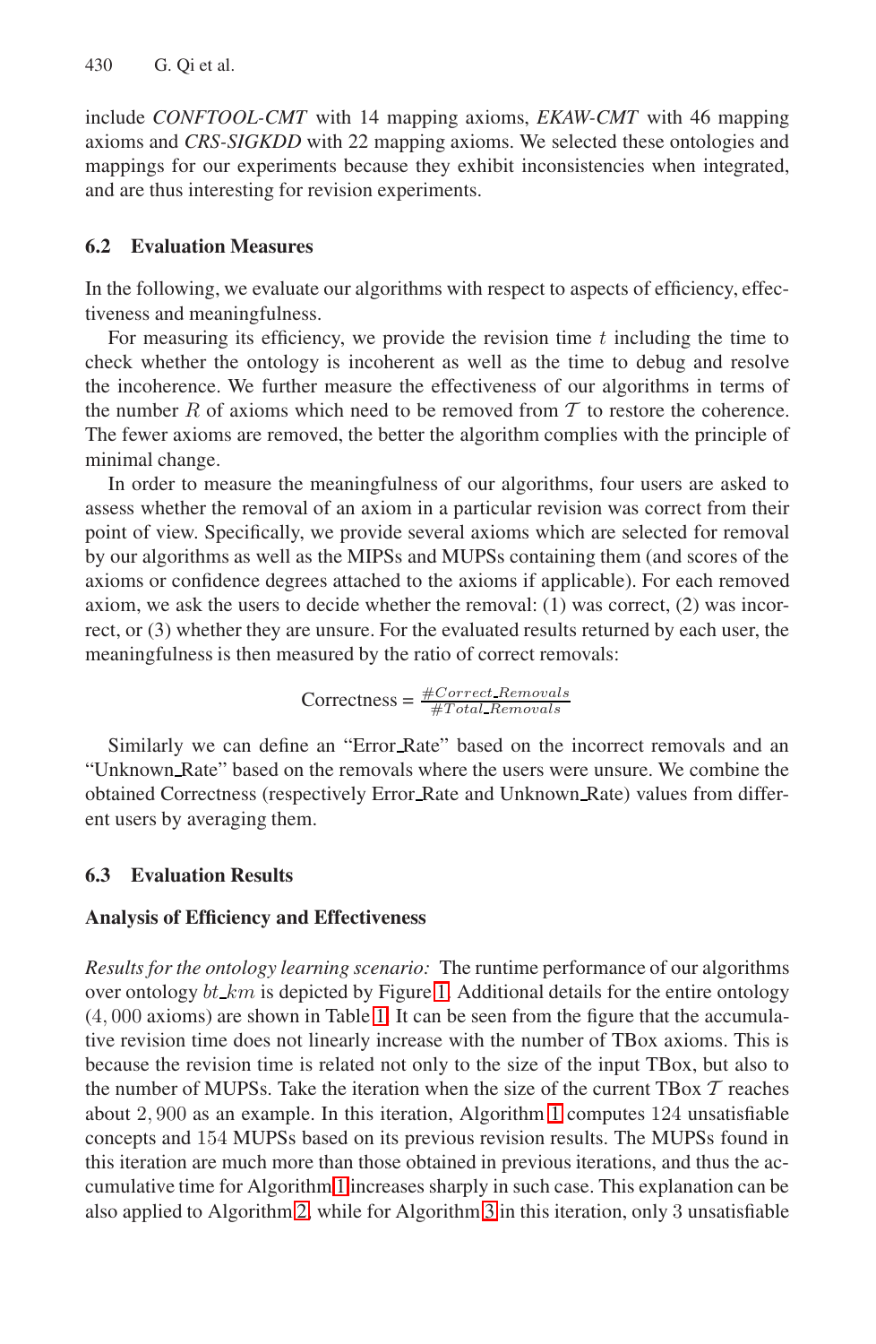include *CONFTOOL-CMT* with 14 mapping axioms, *EKAW-CMT* with 46 mapping axioms and *CRS-SIGKDD* with 22 mapping axioms. We selected these ontologies and mappings for our experiments because they exhibit inconsistencies when integrated, and are thus interesting for revision experiments.

### 6.2 Evaluation Measures

In the following, we evaluate our algorithms with respect to aspects of efficiency, effectiveness and meaningfulness.

For measuring its efficiency, we provide the revision time $t$ including the time to check whether the ontology is incoherent as well as the time to debug and resolve the incoherence. We further measure the effectiveness of our algorithms in terms of the number $R$ of axioms which need to be removed from $\mathcal{T}$ to restore the coherence. The fewer axioms are removed, the better the algorithm complies with the principle of minimal change.

In order to measure the meaningfulness of our algorithms, four users are asked to assess whether the removal of an axiom in a particular revision was correct from their point of view. Specifically, we provide several axioms which are selected for removal by our algorithms as well as the MIPSs and MUPSs containing them (and scores of the axioms or confidence degrees attached to the axioms if applicable). For each removed axiom, we ask the users to decide whether the removal: (1) was correct, (2) was incorrect, or (3) whether they are unsure. For the evaluated results returned by each user, the meaningfulness is then measured by the ratio of correct removals:

$$\text{Correctness} = \frac{\#Correct\_Removals}{\#Total\_Removals}$$

Similarly we can define an "Error_Rate" based on the incorrect removals and an "Unknown_Rate" based on the removals where the users were unsure. We combine the obtained Correctness (respectively Error_Rate and Unknown_Rate) values from different users by averaging them.

### 6.3 Evaluation Results

#### Analysis of Efficiency and Effectiveness

*Results for the ontology learning scenario:* The runtime performance of our algorithms over ontology $bt\_km$ is depicted by Figure 1. Additional details for the entire ontology ($4,000$ axioms) are shown in Table 1. It can be seen from the figure that the accumulative revision time does not linearly increase with the number of TBox axioms. This is because the revision time is related not only to the size of the input TBox, but also to the number of MUPSs. Take the iteration when the size of the current TBox $\mathcal{T}$ reaches about $2,900$ as an example. In this iteration, Algorithm 1 computes $124$ unsatisfiable concepts and $154$ MUPSs based on its previous revision results. The MUPSs found in this iteration are much more than those obtained in previous iterations, and thus the accumulative time for Algorithm 1 increases sharply in such case. This explanation can be also applied to Algorithm 2, while for Algorithm 3 in this iteration, only $3$ unsatisfiable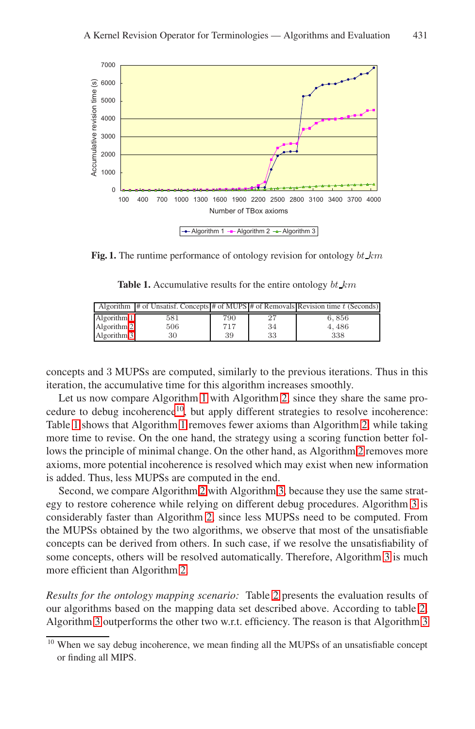Fig. 1. The runtime performance of ontology revision for ontology $bt\_km$

Table 1. Accumulative results for the entire ontology $bt\_km$

| Algorithm | # of Unsatisf. Concepts | # of MUPS | # of Removals | Revision time $t$ (Seconds) |
|---|---|---|---|---|
| Algorithm 1 | 581 | 790 | 27 | 6, 856 |
| Algorithm 2 | 506 | 717 | 34 | 4, 486 |
| Algorithm 3 | 30 | 39 | 33 | 338 |

concepts and 3 MUPSs are computed, similarly to the previous iterations. Thus in this iteration, the accumulative time for this algorithm increases smoothly.

Let us now compare Algorithm 1 with Algorithm 2, since they share the same procedure to debug incoherence[10], but apply different strategies to resolve incoherence: Table 1 shows that Algorithm 1 removes fewer axioms than Algorithm 2, while taking more time to revise. On the one hand, the strategy using a scoring function better follows the principle of minimal change. On the other hand, as Algorithm 2 removes more axioms, more potential incoherence is resolved which may exist when new information is added. Thus, less MUPSs are computed in the end.

Second, we compare Algorithm 2 with Algorithm 3, because they use the same strategy to restore coherence while relying on different debug procedures. Algorithm 3 is considerably faster than Algorithm 2, since less MUPSs need to be computed. From the MUPSs obtained by the two algorithms, we observe that most of the unsatisfiable concepts can be derived from others. In such case, if we resolve the unsatisfiability of some concepts, others will be resolved automatically. Therefore, Algorithm 3 is much more efficient than Algorithm 2.

*Results for the ontology mapping scenario:* Table 2 presents the evaluation results of our algorithms based on the mapping data set described above. According to table 2, Algorithm 3 outperforms the other two w.r.t. efficiency. The reason is that Algorithm 3

[10] When we say debug incoherence, we mean finding all the MUPSs of an unsatisfiable concept or finding all MIPS.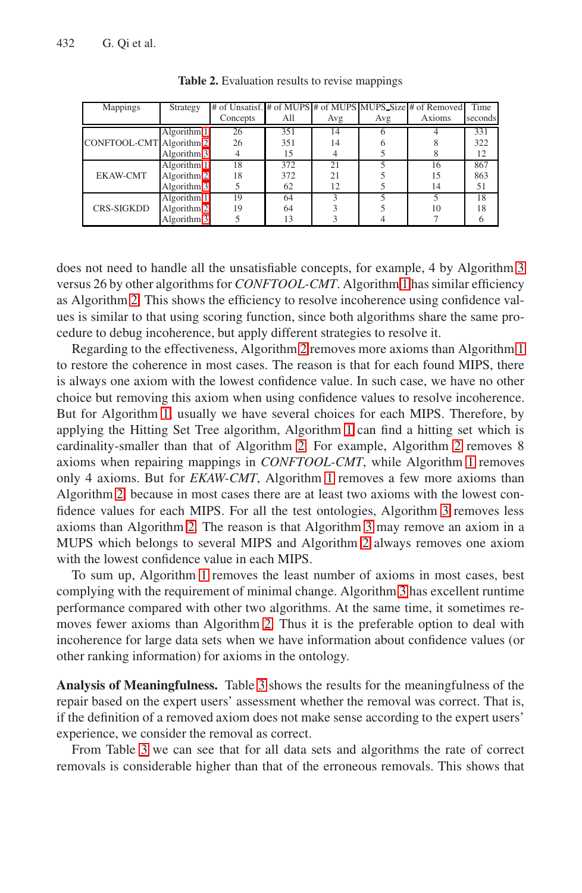**Table 2.** Evaluation results to revise mappings

| Mappings | Strategy | # of Unsatisf. Concepts | # of MUPS All | # of MUPS Avg | MUPS_Size Avg | # of Removed Axioms | Time seconds |
|---|---|---|---|---|---|---|---|
| CONFTOOL-CMT | Algorithm 1 | 26 | 351 | 14 | 6 | 4 | 331 |
| | Algorithm 2 | 26 | 351 | 14 | 6 | 8 | 322 |
| | Algorithm 3 | 4 | 15 | 4 | 5 | 8 | 12 |
| EKAW-CMT | Algorithm 1 | 18 | 372 | 21 | 5 | 16 | 867 |
| | Algorithm 2 | 18 | 372 | 21 | 5 | 15 | 863 |
| | Algorithm 3 | 5 | 62 | 12 | 5 | 14 | 51 |
| CRS-SIGKDD | Algorithm 1 | 19 | 64 | 3 | 5 | 5 | 18 |
| | Algorithm 2 | 19 | 64 | 3 | 5 | 10 | 18 |
| | Algorithm 3 | 5 | 13 | 3 | 4 | 7 | 6 |

does not need to handle all the unsatisfiable concepts, for example, 4 by Algorithm 3 versus 26 by other algorithms for *CONFTOOL-CMT*. Algorithm 1 has similar efficiency as Algorithm 2. This shows the efficiency to resolve incoherence using confidence values is similar to that using scoring function, since both algorithms share the same procedure to debug incoherence, but apply different strategies to resolve it.

Regarding to the effectiveness, Algorithm 2 removes more axioms than Algorithm 1 to restore the coherence in most cases. The reason is that for each found MIPS, there is always one axiom with the lowest confidence value. In such case, we have no other choice but removing this axiom when using confidence values to resolve incoherence. But for Algorithm 1, usually we have several choices for each MIPS. Therefore, by applying the Hitting Set Tree algorithm, Algorithm 1 can find a hitting set which is cardinality-smaller than that of Algorithm 2. For example, Algorithm 2 removes 8 axioms when repairing mappings in *CONFTOOL-CMT*, while Algorithm 1 removes only 4 axioms. But for *EKAW-CMT*, Algorithm 1 removes a few more axioms than Algorithm 2, because in most cases there are at least two axioms with the lowest confidence values for each MIPS. For all the test ontologies, Algorithm 3 removes less axioms than Algorithm 2. The reason is that Algorithm 3 may remove an axiom in a MUPS which belongs to several MIPS and Algorithm 2 always removes one axiom with the lowest confidence value in each MIPS.

To sum up, Algorithm 1 removes the least number of axioms in most cases, best complying with the requirement of minimal change. Algorithm 3 has excellent runtime performance compared with other two algorithms. At the same time, it sometimes removes fewer axioms than Algorithm 2. Thus it is the preferable option to deal with incoherence for large data sets when we have information about confidence values (or other ranking information) for axioms in the ontology.

**Analysis of Meaningfulness.** Table 3 shows the results for the meaningfulness of the repair based on the expert users' assessment whether the removal was correct. That is, if the definition of a removed axiom does not make sense according to the expert users' experience, we consider the removal as correct.

From Table 3 we can see that for all data sets and algorithms the rate of correct removals is considerable higher than that of the erroneous removals. This shows that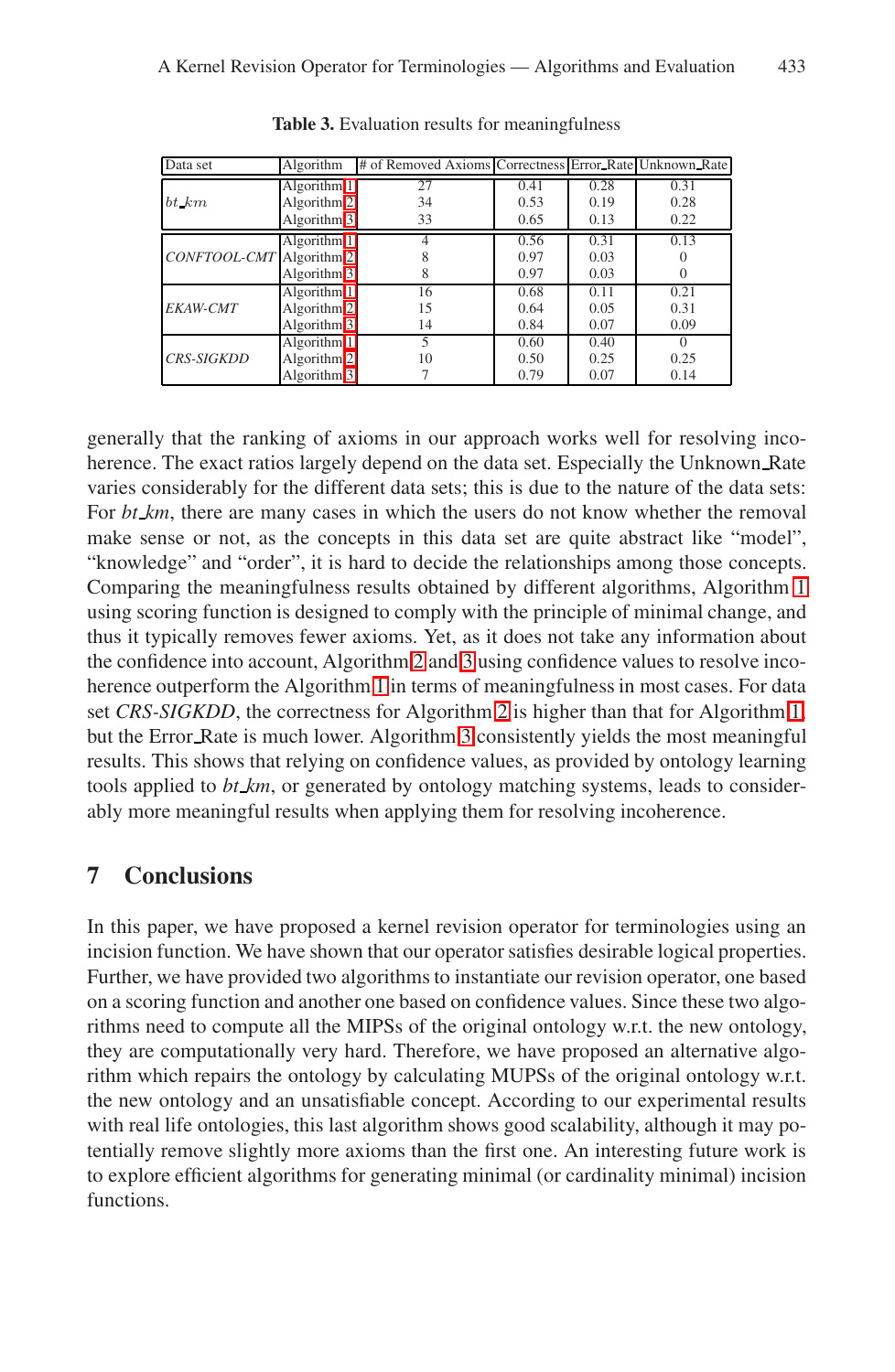**Table 3.** Evaluation results for meaningfulness

| Data set | Algorithm | # of Removed Axioms | Correctness | Error_Rate | Unknown_Rate |
|---|---|---|---|---|---|
| *bt_km* | Algorithm 1 | 27 | 0.41 | 0.28 | 0.31 |
| | Algorithm 2 | 34 | 0.53 | 0.19 | 0.28 |
| | Algorithm 3 | 33 | 0.65 | 0.13 | 0.22 |
| *CONFTOOL-CMT* | Algorithm 1 | 4 | 0.56 | 0.31 | 0.13 |
| | Algorithm 2 | 8 | 0.97 | 0.03 | 0 |
| | Algorithm 3 | 8 | 0.97 | 0.03 | 0 |
| *EKAW-CMT* | Algorithm 1 | 16 | 0.68 | 0.11 | 0.21 |
| | Algorithm 2 | 15 | 0.64 | 0.05 | 0.31 |
| | Algorithm 3 | 14 | 0.84 | 0.07 | 0.09 |
| *CRS-SIGKDD* | Algorithm 1 | 5 | 0.60 | 0.40 | 0 |
| | Algorithm 2 | 10 | 0.50 | 0.25 | 0.25 |
| | Algorithm 3 | 7 | 0.79 | 0.07 | 0.14 |

generally that the ranking of axioms in our approach works well for resolving incoherence. The exact ratios largely depend on the data set. Especially the Unknown_Rate varies considerably for the different data sets; this is due to the nature of the data sets: For *bt_km*, there are many cases in which the users do not know whether the removal make sense or not, as the concepts in this data set are quite abstract like "model", "knowledge" and "order", it is hard to decide the relationships among those concepts. Comparing the meaningfulness results obtained by different algorithms, Algorithm 1 using scoring function is designed to comply with the principle of minimal change, and thus it typically removes fewer axioms. Yet, as it does not take any information about the confidence into account, Algorithm 2 and 3 using confidence values to resolve incoherence outperform the Algorithm 1 in terms of meaningfulness in most cases. For data set *CRS-SIGKDD*, the correctness for Algorithm 2 is higher than that for Algorithm 1, but the Error_Rate is much lower. Algorithm 3 consistently yields the most meaningful results. This shows that relying on confidence values, as provided by ontology learning tools applied to *bt_km*, or generated by ontology matching systems, leads to considerably more meaningful results when applying them for resolving incoherence.

## 7 Conclusions

In this paper, we have proposed a kernel revision operator for terminologies using an incision function. We have shown that our operator satisfies desirable logical properties. Further, we have provided two algorithms to instantiate our revision operator, one based on a scoring function and another one based on confidence values. Since these two algorithms need to compute all the MIPSs of the original ontology w.r.t. the new ontology, they are computationally very hard. Therefore, we have proposed an alternative algorithm which repairs the ontology by calculating MUPSs of the original ontology w.r.t. the new ontology and an unsatisfiable concept. According to our experimental results with real life ontologies, this last algorithm shows good scalability, although it may potentially remove slightly more axioms than the first one. An interesting future work is to explore efficient algorithms for generating minimal (or cardinality minimal) incision functions.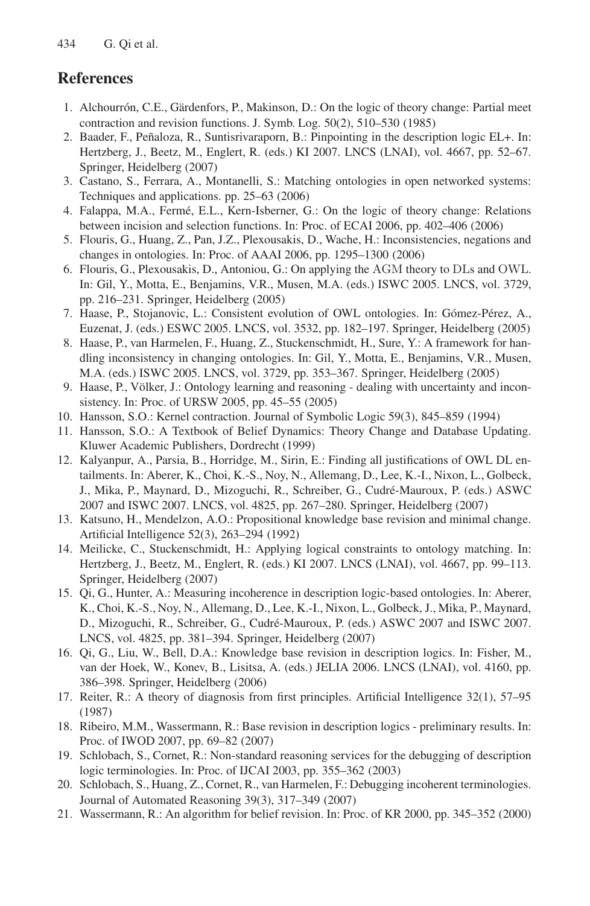## References

1. Alchourrón, C.E., Gärdenfors, P., Makinson, D.: On the logic of theory change: Partial meet contraction and revision functions. J. Symb. Log. 50(2), 510–530 (1985)
2. Baader, F., Peñaloza, R., Suntisrivaraporn, B.: Pinpointing in the description logic EL+. In: Hertzberg, J., Beetz, M., Englert, R. (eds.) KI 2007. LNCS (LNAI), vol. 4667, pp. 52–67. Springer, Heidelberg (2007)
3. Castano, S., Ferrara, A., Montanelli, S.: Matching ontologies in open networked systems: Techniques and applications. pp. 25–63 (2006)
4. Falappa, M.A., Fermé, E.L., Kern-Isberner, G.: On the logic of theory change: Relations between incision and selection functions. In: Proc. of ECAI 2006, pp. 402–406 (2006)
5. Flouris, G., Huang, Z., Pan, J.Z., Plexousakis, D., Wache, H.: Inconsistencies, negations and changes in ontologies. In: Proc. of AAAI 2006, pp. 1295–1300 (2006)
6. Flouris, G., Plexousakis, D., Antoniou, G.: On applying the AGM theory to DLs and OWL. In: Gil, Y., Motta, E., Benjamins, V.R., Musen, M.A. (eds.) ISWC 2005. LNCS, vol. 3729, pp. 216–231. Springer, Heidelberg (2005)
7. Haase, P., Stojanovic, L.: Consistent evolution of OWL ontologies. In: Gómez-Pérez, A., Euzenat, J. (eds.) ESWC 2005. LNCS, vol. 3532, pp. 182–197. Springer, Heidelberg (2005)
8. Haase, P., van Harmelen, F., Huang, Z., Stuckenschmidt, H., Sure, Y.: A framework for handling inconsistency in changing ontologies. In: Gil, Y., Motta, E., Benjamins, V.R., Musen, M.A. (eds.) ISWC 2005. LNCS, vol. 3729, pp. 353–367. Springer, Heidelberg (2005)
9. Haase, P., Völker, J.: Ontology learning and reasoning - dealing with uncertainty and inconsistency. In: Proc. of URSW 2005, pp. 45–55 (2005)
10. Hansson, S.O.: Kernel contraction. Journal of Symbolic Logic 59(3), 845–859 (1994)
11. Hansson, S.O.: A Textbook of Belief Dynamics: Theory Change and Database Updating. Kluwer Academic Publishers, Dordrecht (1999)
12. Kalyanpur, A., Parsia, B., Horridge, M., Sirin, E.: Finding all justifications of OWL DL entailments. In: Aberer, K., Choi, K.-S., Noy, N., Allemang, D., Lee, K.-I., Nixon, L., Golbeck, J., Mika, P., Maynard, D., Mizoguchi, R., Schreiber, G., Cudré-Mauroux, P. (eds.) ASWC 2007 and ISWC 2007. LNCS, vol. 4825, pp. 267–280. Springer, Heidelberg (2007)
13. Katsuno, H., Mendelzon, A.O.: Propositional knowledge base revision and minimal change. Artificial Intelligence 52(3), 263–294 (1992)
14. Meilicke, C., Stuckenschmidt, H.: Applying logical constraints to ontology matching. In: Hertzberg, J., Beetz, M., Englert, R. (eds.) KI 2007. LNCS (LNAI), vol. 4667, pp. 99–113. Springer, Heidelberg (2007)
15. Qi, G., Hunter, A.: Measuring incoherence in description logic-based ontologies. In: Aberer, K., Choi, K.-S., Noy, N., Allemang, D., Lee, K.-I., Nixon, L., Golbeck, J., Mika, P., Maynard, D., Mizoguchi, R., Schreiber, G., Cudré-Mauroux, P. (eds.) ASWC 2007 and ISWC 2007. LNCS, vol. 4825, pp. 381–394. Springer, Heidelberg (2007)
16. Qi, G., Liu, W., Bell, D.A.: Knowledge base revision in description logics. In: Fisher, M., van der Hoek, W., Konev, B., Lisitsa, A. (eds.) JELIA 2006. LNCS (LNAI), vol. 4160, pp. 386–398. Springer, Heidelberg (2006)
17. Reiter, R.: A theory of diagnosis from first principles. Artificial Intelligence 32(1), 57–95 (1987)
18. Ribeiro, M.M., Wassermann, R.: Base revision in description logics - preliminary results. In: Proc. of IWOD 2007, pp. 69–82 (2007)
19. Schlobach, S., Cornet, R.: Non-standard reasoning services for the debugging of description logic terminologies. In: Proc. of IJCAI 2003, pp. 355–362 (2003)
20. Schlobach, S., Huang, Z., Cornet, R., van Harmelen, F.: Debugging incoherent terminologies. Journal of Automated Reasoning 39(3), 317–349 (2007)
21. Wassermann, R.: An algorithm for belief revision. In: Proc. of KR 2000, pp. 345–352 (2000)